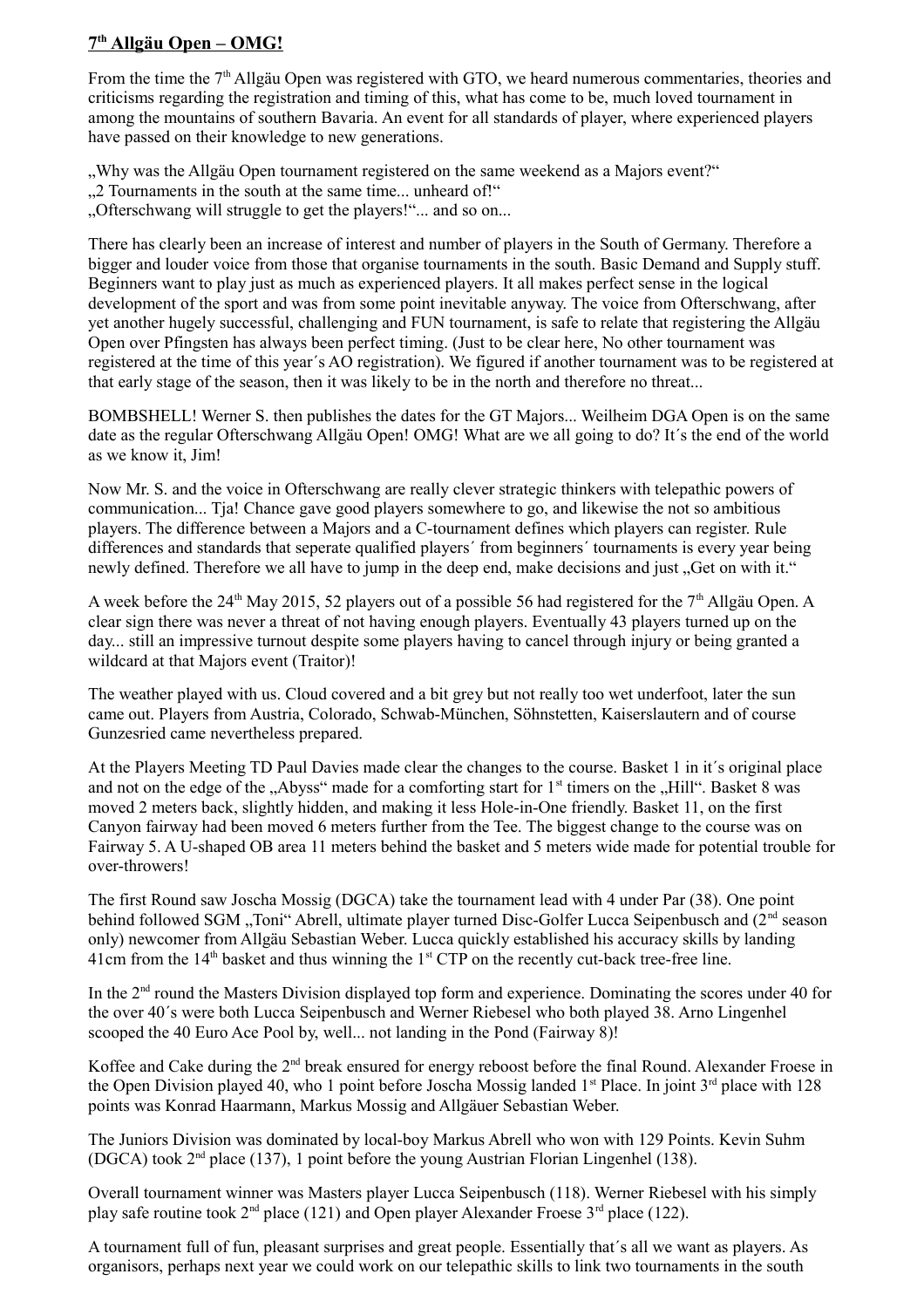## 7th Allgäu Open – OMG!

From the time the 7th Allgäu Open was registered with GTO, we heard numerous commentaries, theories and criticisms regarding the registration and timing of this, what has come to be, much loved tournament in among the mountains of southern Bavaria. An event for all standards of player, where experienced players have passed on their knowledge to new generations.

„Why was the Allgäu Open tournament registered on the same weekend as a Majors event?"
„2 Tournaments in the south at the same time... unheard of!"
„Ofterschwang will struggle to get the players!"... and so on...

There has clearly been an increase of interest and number of players in the South of Germany. Therefore a bigger and louder voice from those that organise tournaments in the south. Basic Demand and Supply stuff. Beginners want to play just as much as experienced players. It all makes perfect sense in the logical development of the sport and was from some point inevitable anyway. The voice from Ofterschwang, after yet another hugely successful, challenging and FUN tournament, is safe to relate that registering the Allgäu Open over Pfingsten has always been perfect timing. (Just to be clear here, No other tournament was registered at the time of this year´s AO registration). We figured if another tournament was to be registered at that early stage of the season, then it was likely to be in the north and therefore no threat...

BOMBSHELL! Werner S. then publishes the dates for the GT Majors... Weilheim DGA Open is on the same date as the regular Ofterschwang Allgäu Open! OMG! What are we all going to do? It´s the end of the world as we know it, Jim!

Now Mr. S. and the voice in Ofterschwang are really clever strategic thinkers with telepathic powers of communication... Tja! Chance gave good players somewhere to go, and likewise the not so ambitious players. The difference between a Majors and a C-tournament defines which players can register. Rule differences and standards that seperate qualified players´ from beginners´ tournaments is every year being newly defined. Therefore we all have to jump in the deep end, make decisions and just „Get on with it."

A week before the 24th May 2015, 52 players out of a possible 56 had registered for the 7th Allgäu Open. A clear sign there was never a threat of not having enough players. Eventually 43 players turned up on the day... still an impressive turnout despite some players having to cancel through injury or being granted a wildcard at that Majors event (Traitor)!

The weather played with us. Cloud covered and a bit grey but not really too wet underfoot, later the sun came out. Players from Austria, Colorado, Schwab-München, Söhnstetten, Kaiserslautern and of course Gunzesried came nevertheless prepared.

At the Players Meeting TD Paul Davies made clear the changes to the course. Basket 1 in it´s original place and not on the edge of the „Abyss" made for a comforting start for 1st timers on the „Hill". Basket 8 was moved 2 meters back, slightly hidden, and making it less Hole-in-One friendly. Basket 11, on the first Canyon fairway had been moved 6 meters further from the Tee. The biggest change to the course was on Fairway 5. A U-shaped OB area 11 meters behind the basket and 5 meters wide made for potential trouble for over-throwers!

The first Round saw Joscha Mossig (DGCA) take the tournament lead with 4 under Par (38). One point behind followed SGM „Toni" Abrell, ultimate player turned Disc-Golfer Lucca Seipenbusch and (2nd season only) newcomer from Allgäu Sebastian Weber. Lucca quickly established his accuracy skills by landing 41cm from the 14th basket and thus winning the 1st CTP on the recently cut-back tree-free line.

In the 2nd round the Masters Division displayed top form and experience. Dominating the scores under 40 for the over 40´s were both Lucca Seipenbusch and Werner Riebesel who both played 38. Arno Lingenhel scooped the 40 Euro Ace Pool by, well... not landing in the Pond (Fairway 8)!

Koffee and Cake during the 2nd break ensured for energy reboost before the final Round. Alexander Froese in the Open Division played 40, who 1 point before Joscha Mossig landed 1st Place. In joint 3rd place with 128 points was Konrad Haarmann, Markus Mossig and Allgäuer Sebastian Weber.

The Juniors Division was dominated by local-boy Markus Abrell who won with 129 Points. Kevin Suhm (DGCA) took 2nd place (137), 1 point before the young Austrian Florian Lingenhel (138).

Overall tournament winner was Masters player Lucca Seipenbusch (118). Werner Riebesel with his simply play safe routine took 2nd place (121) and Open player Alexander Froese 3rd place (122).

A tournament full of fun, pleasant surprises and great people. Essentially that´s all we want as players. As organisors, perhaps next year we could work on our telepathic skills to link two tournaments in the south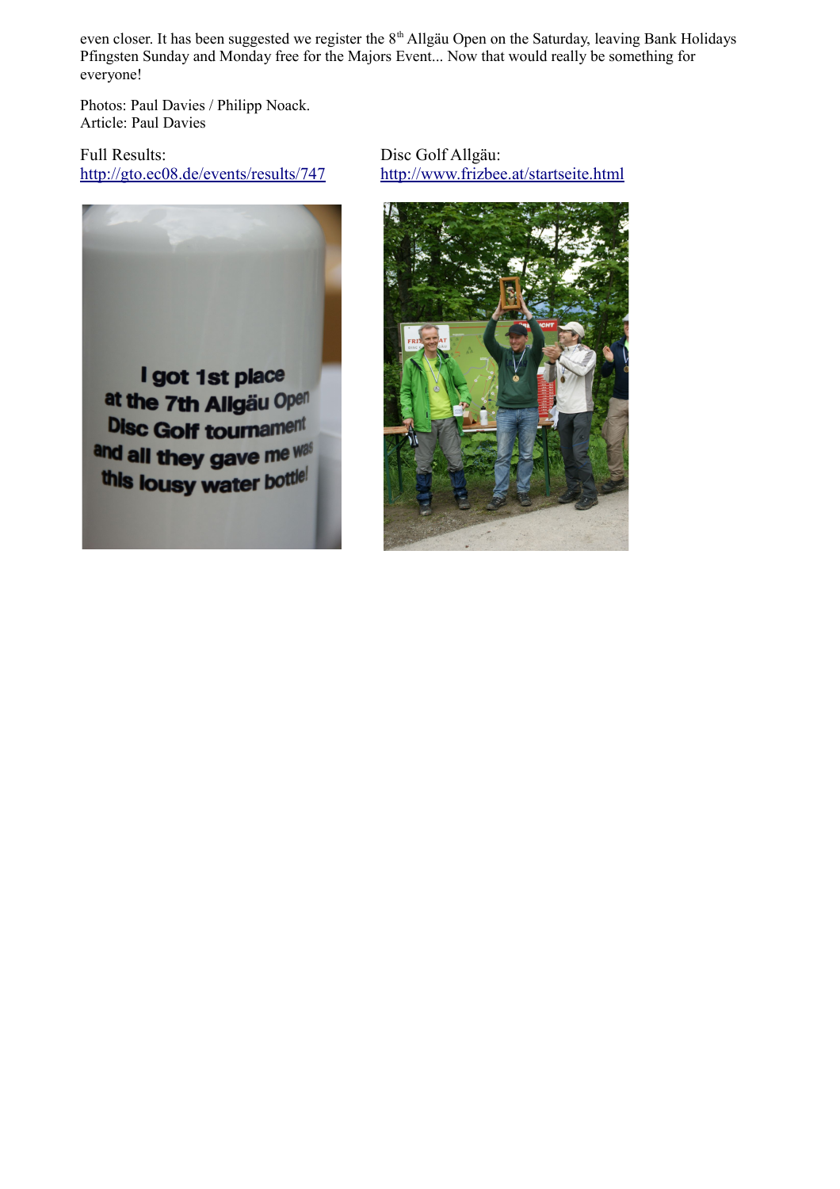even closer. It has been suggested we register the 8th Allgäu Open on the Saturday, leaving Bank Holidays Pfingsten Sunday and Monday free for the Majors Event... Now that would really be something for everyone!

Photos: Paul Davies / Philipp Noack.
Article: Paul Davies

Full Results:
http://gto.ec08.de/events/results/747

Disc Golf Allgäu:
http://www.frizbee.at/startseite.html